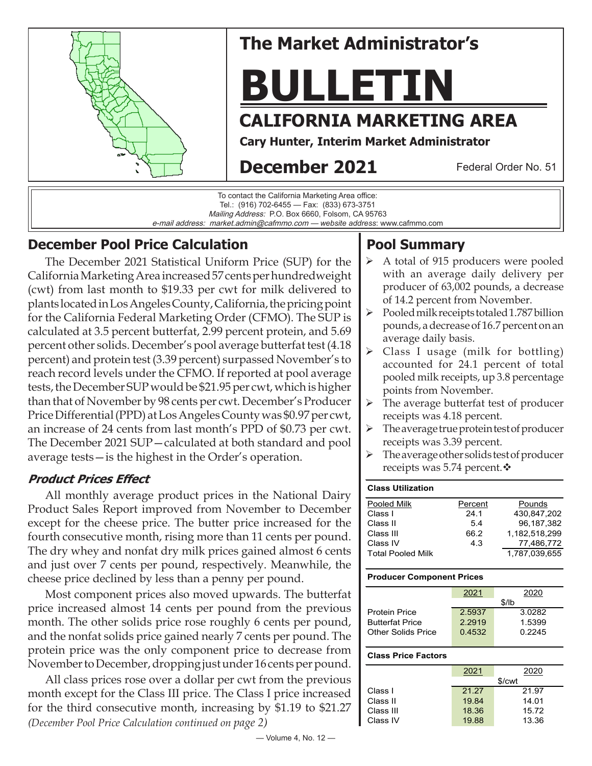# The Market Administrator's

# BULLETIN

## CALIFORNIA MARKETING AREA

**Cary Hunter, Interim Market Administrator**

## December 2021

Federal Order No. 51

To contact the California Marketing Area office:
Tel.: (916) 702-6455 — Fax: (833) 673-3751
*Mailing Address:* P.O. Box 6660, Folsom, CA 95763
*e-mail address: market.admin@cafmmo.com* — *website address*: www.cafmmo.com

## December Pool Price Calculation

The December 2021 Statistical Uniform Price (SUP) for the California Marketing Area increased 57 cents per hundredweight (cwt) from last month to $19.33 per cwt for milk delivered to plants located in Los Angeles County, California, the pricing point for the California Federal Marketing Order (CFMO). The SUP is calculated at 3.5 percent butterfat, 2.99 percent protein, and 5.69 percent other solids. December's pool average butterfat test (4.18 percent) and protein test (3.39 percent) surpassed November's to reach record levels under the CFMO. If reported at pool average tests, the December SUP would be $21.95 per cwt, which is higher than that of November by 98 cents per cwt. December's Producer Price Differential (PPD) at Los Angeles County was $0.97 per cwt, an increase of 24 cents from last month's PPD of $0.73 per cwt. The December 2021 SUP—calculated at both standard and pool average tests—is the highest in the Order's operation.

### *Product Prices Effect*

All monthly average product prices in the National Dairy Product Sales Report improved from November to December except for the cheese price. The butter price increased for the fourth consecutive month, rising more than 11 cents per pound. The dry whey and nonfat dry milk prices gained almost 6 cents and just over 7 cents per pound, respectively. Meanwhile, the cheese price declined by less than a penny per pound.

Most component prices also moved upwards. The butterfat price increased almost 14 cents per pound from the previous month. The other solids price rose roughly 6 cents per pound, and the nonfat solids price gained nearly 7 cents per pound. The protein price was the only component price to decrease from November to December, dropping just under 16 cents per pound.

All class prices rose over a dollar per cwt from the previous month except for the Class III price. The Class I price increased for the third consecutive month, increasing by $1.19 to $21.27

*(December Pool Price Calculation continued on page 2)*

## Pool Summary

- A total of 915 producers were pooled with an average daily delivery per producer of 63,002 pounds, a decrease of 14.2 percent from November.
- Pooled milk receipts totaled 1.787 billion pounds, a decrease of 16.7 percent on an average daily basis.
- Class I usage (milk for bottling) accounted for 24.1 percent of total pooled milk receipts, up 3.8 percentage points from November.
- The average butterfat test of producer receipts was 4.18 percent.
- The average true protein test of producer receipts was 3.39 percent.
- The average other solids test of producer receipts was 5.74 percent.❖

**Class Utilization**

| Pooled Milk | Percent | Pounds |
|---|---|---|
| Class I | 24.1 | 430,847,202 |
| Class II | 5.4 | 96,187,382 |
| Class III | 66.2 | 1,182,518,299 |
| Class IV | 4.3 | 77,486,772 |
| Total Pooled Milk | | 1,787,039,655 |

**Producer Component Prices**

| | 2021 | 2020 |
|---|---|---|
| | $/lb | |
| Protein Price | 2.5937 | 3.0282 |
| Butterfat Price | 2.2919 | 1.5399 |
| Other Solids Price | 0.4532 | 0.2245 |

**Class Price Factors**

| | 2021 | 2020 |
|---|---|---|
| | $/cwt | |
| Class I | 21.27 | 21.97 |
| Class II | 19.84 | 14.01 |
| Class III | 18.36 | 15.72 |
| Class IV | 19.88 | 13.36 |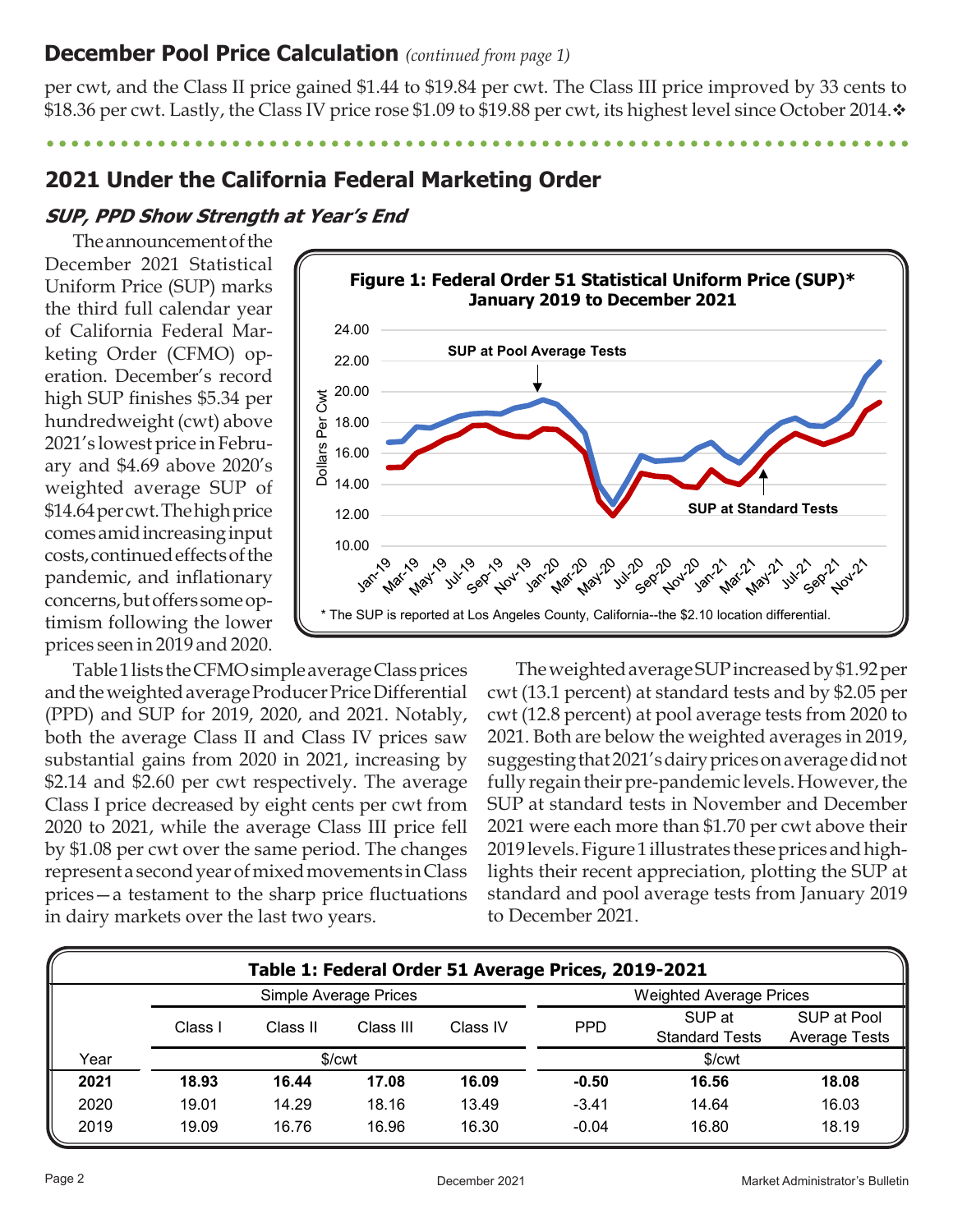## December Pool Price Calculation *(continued from page 1)*

per cwt, and the Class II price gained $1.44 to $19.84 per cwt. The Class III price improved by 33 cents to $18.36 per cwt. Lastly, the Class IV price rose $1.09 to $19.88 per cwt, its highest level since October 2014.❖

## 2021 Under the California Federal Marketing Order

### *SUP, PPD Show Strength at Year's End*

The announcement of the December 2021 Statistical Uniform Price (SUP) marks the third full calendar year of California Federal Marketing Order (CFMO) operation. December's record high SUP finishes $5.34 per hundredweight (cwt) above 2021's lowest price in February and $4.69 above 2020's weighted average SUP of $14.64 per cwt. The high price comes amid increasing input costs, continued effects of the pandemic, and inflationary concerns, but offers some optimism following the lower prices seen in 2019 and 2020.

**Figure 1: Federal Order 51 Statistical Uniform Price (SUP)\* January 2019 to December 2021**

\* The SUP is reported at Los Angeles County, California--the $2.10 location differential.

Table 1 lists the CFMO simple average Class prices and the weighted average Producer Price Differential (PPD) and SUP for 2019, 2020, and 2021. Notably, both the average Class II and Class IV prices saw substantial gains from 2020 in 2021, increasing by $2.14 and $2.60 per cwt respectively. The average Class I price decreased by eight cents per cwt from 2020 to 2021, while the average Class III price fell by $1.08 per cwt over the same period. The changes represent a second year of mixed movements in Class prices—a testament to the sharp price fluctuations in dairy markets over the last two years.

The weighted average SUP increased by $1.92 per cwt (13.1 percent) at standard tests and by $2.05 per cwt (12.8 percent) at pool average tests from 2020 to 2021. Both are below the weighted averages in 2019, suggesting that 2021's dairy prices on average did not fully regain their pre-pandemic levels. However, the SUP at standard tests in November and December 2021 were each more than $1.70 per cwt above their 2019 levels. Figure 1 illustrates these prices and highlights their recent appreciation, plotting the SUP at standard and pool average tests from January 2019 to December 2021.

**Table 1: Federal Order 51 Average Prices, 2019-2021**

| | Simple Average Prices | | | | Weighted Average Prices | | |
|---|---|---|---|---|---|---|---|
| | Class I | Class II | Class III | Class IV | PPD | SUP at Standard Tests | SUP at Pool Average Tests |
| Year | $/cwt | | | | $/cwt | | |
| **2021** | **18.93** | **16.44** | **17.08** | **16.09** | **-0.50** | **16.56** | **18.08** |
| 2020 | 19.01 | 14.29 | 18.16 | 13.49 | -3.41 | 14.64 | 16.03 |
| 2019 | 19.09 | 16.76 | 16.96 | 16.30 | -0.04 | 16.80 | 18.19 |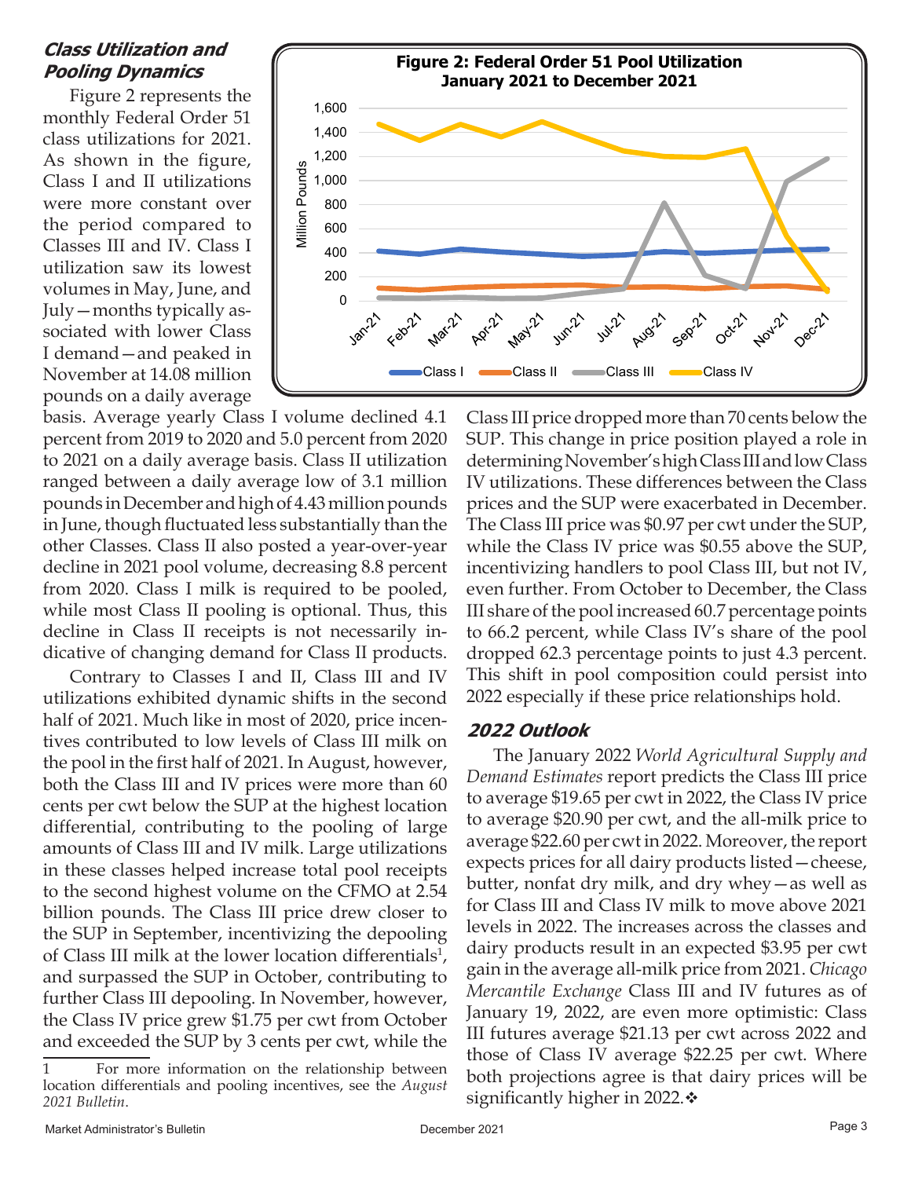## *Class Utilization and Pooling Dynamics*

Figure 2 represents the monthly Federal Order 51 class utilizations for 2021. As shown in the figure, Class I and II utilizations were more constant over the period compared to Classes III and IV. Class I utilization saw its lowest volumes in May, June, and July—months typically associated with lower Class I demand—and peaked in November at 14.08 million pounds on a daily average basis. Average yearly Class I volume declined 4.1 percent from 2019 to 2020 and 5.0 percent from 2020 to 2021 on a daily average basis. Class II utilization ranged between a daily average low of 3.1 million pounds in December and high of 4.43 million pounds in June, though fluctuated less substantially than the other Classes. Class II also posted a year-over-year decline in 2021 pool volume, decreasing 8.8 percent from 2020. Class I milk is required to be pooled, while most Class II pooling is optional. Thus, this decline in Class II receipts is not necessarily indicative of changing demand for Class II products.

**Figure 2: Federal Order 51 Pool Utilization January 2021 to December 2021**

Contrary to Classes I and II, Class III and IV utilizations exhibited dynamic shifts in the second half of 2021. Much like in most of 2020, price incentives contributed to low levels of Class III milk on the pool in the first half of 2021. In August, however, both the Class III and IV prices were more than 60 cents per cwt below the SUP at the highest location differential, contributing to the pooling of large amounts of Class III and IV milk. Large utilizations in these classes helped increase total pool receipts to the second highest volume on the CFMO at 2.54 billion pounds. The Class III price drew closer to the SUP in September, incentivizing the depooling of Class III milk at the lower location differentials[1], and surpassed the SUP in October, contributing to further Class III depooling. In November, however, the Class IV price grew $1.75 per cwt from October and exceeded the SUP by 3 cents per cwt, while the Class III price dropped more than 70 cents below the SUP. This change in price position played a role in determining November's high Class III and low Class IV utilizations. These differences between the Class prices and the SUP were exacerbated in December. The Class III price was $0.97 per cwt under the SUP, while the Class IV price was $0.55 above the SUP, incentivizing handlers to pool Class III, but not IV, even further. From October to December, the Class III share of the pool increased 60.7 percentage points to 66.2 percent, while Class IV's share of the pool dropped 62.3 percentage points to just 4.3 percent. This shift in pool composition could persist into 2022 especially if these price relationships hold.

## *2022 Outlook*

The January 2022 *World Agricultural Supply and Demand Estimates* report predicts the Class III price to average $19.65 per cwt in 2022, the Class IV price to average $20.90 per cwt, and the all-milk price to average $22.60 per cwt in 2022. Moreover, the report expects prices for all dairy products listed—cheese, butter, nonfat dry milk, and dry whey—as well as for Class III and Class IV milk to move above 2021 levels in 2022. The increases across the classes and dairy products result in an expected $3.95 per cwt gain in the average all-milk price from 2021. *Chicago Mercantile Exchange* Class III and IV futures as of January 19, 2022, are even more optimistic: Class III futures average $21.13 per cwt across 2022 and those of Class IV average $22.25 per cwt. Where both projections agree is that dairy prices will be significantly higher in 2022.❖

---

[1] For more information on the relationship between location differentials and pooling incentives, see the *August 2021 Bulletin*.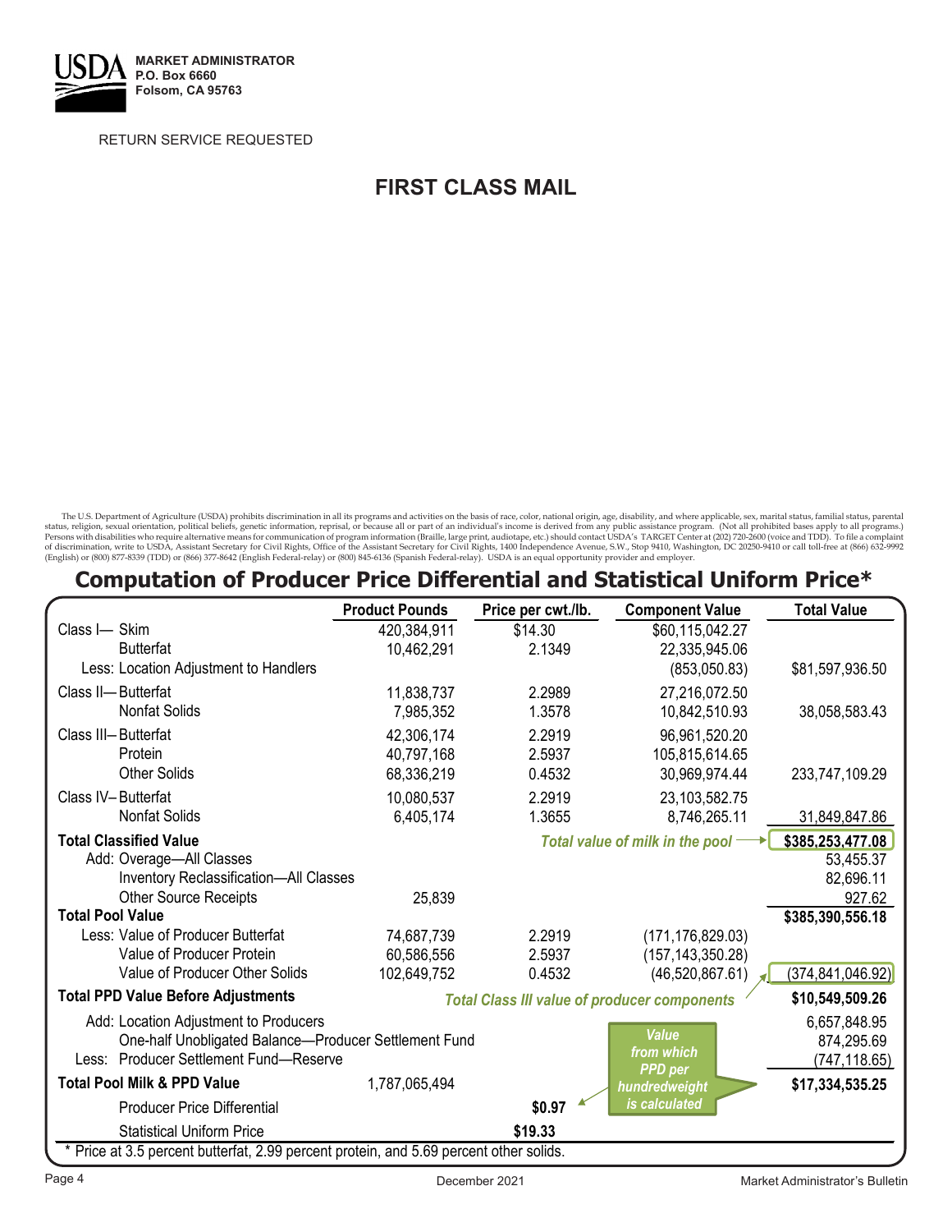**MARKET ADMINISTRATOR**
**P.O. Box 6660**
**Folsom, CA 95763**

RETURN SERVICE REQUESTED

## FIRST CLASS MAIL

The U.S. Department of Agriculture (USDA) prohibits discrimination in all its programs and activities on the basis of race, color, national origin, age, disability, and where applicable, sex, marital status, familial status, parental status, religion, sexual orientation, political beliefs, genetic information, reprisal, or because all or part of an individual's income is derived from any public assistance program. (Not all prohibited bases apply to all programs.) Persons with disabilities who require alternative means for communication of program information (Braille, large print, audiotape, etc.) should contact USDA's TARGET Center at (202) 720-2600 (voice and TDD). To file a complaint of discrimination, write to USDA, Assistant Secretary for Civil Rights, Office of the Assistant Secretary for Civil Rights, 1400 Independence Avenue, S.W., Stop 9410, Washington, DC 20250-9410 or call toll-free at (866) 632-9992 (English) or (800) 877-8339 (TDD) or (866) 377-8642 (English Federal-relay) or (800) 845-6136 (Spanish Federal-relay). USDA is an equal opportunity provider and employer.

# Computation of Producer Price Differential and Statistical Uniform Price*

| | Product Pounds | Price per cwt./lb. | Component Value | Total Value |
|---|---|---|---|---|
| Class I— Skim | 420,384,911 | $14.30 | $60,115,042.27 | |
| Butterfat | 10,462,291 | 2.1349 | 22,335,945.06 | |
| Less: Location Adjustment to Handlers | | | (853,050.83) | $81,597,936.50 |
| Class II— Butterfat | 11,838,737 | 2.2989 | 27,216,072.50 | |
| Nonfat Solids | 7,985,352 | 1.3578 | 10,842,510.93 | 38,058,583.43 |
| Class III– Butterfat | 42,306,174 | 2.2919 | 96,961,520.20 | |
| Protein | 40,797,168 | 2.5937 | 105,815,614.65 | |
| Other Solids | 68,336,219 | 0.4532 | 30,969,974.44 | 233,747,109.29 |
| Class IV– Butterfat | 10,080,537 | 2.2919 | 23,103,582.75 | |
| Nonfat Solids | 6,405,174 | 1.3655 | 8,746,265.11 | 31,849,847.86 |
| **Total Classified Value** | | | *Total value of milk in the pool* | **$385,253,477.08** |
| Add: Overage—All Classes | | | | 53,455.37 |
| Inventory Reclassification—All Classes | | | | 82,696.11 |
| Other Source Receipts | 25,839 | | | 927.62 |
| **Total Pool Value** | | | | **$385,390,556.18** |
| Less: Value of Producer Butterfat | 74,687,739 | 2.2919 | (171,176,829.03) | |
| Value of Producer Protein | 60,586,556 | 2.5937 | (157,143,350.28) | |
| Value of Producer Other Solids | 102,649,752 | 0.4532 | (46,520,867.61) | (374,841,046.92) |
| **Total PPD Value Before Adjustments** | | *Total Class III value of producer components* | | **$10,549,509.26** |
| Add: Location Adjustment to Producers | | | | 6,657,848.95 |
| One-half Unobligated Balance—Producer Settlement Fund | | | | 874,295.69 |
| Less: Producer Settlement Fund—Reserve | | | | (747,118.65) |
| **Total Pool Milk & PPD Value** | 1,787,065,494 | | *Value from which PPD per hundredweight is calculated* | **$17,334,535.25** |
| Producer Price Differential | | **$0.97** | | |
| Statistical Uniform Price | | **$19.33** | | |

\* Price at 3.5 percent butterfat, 2.99 percent protein, and 5.69 percent other solids.